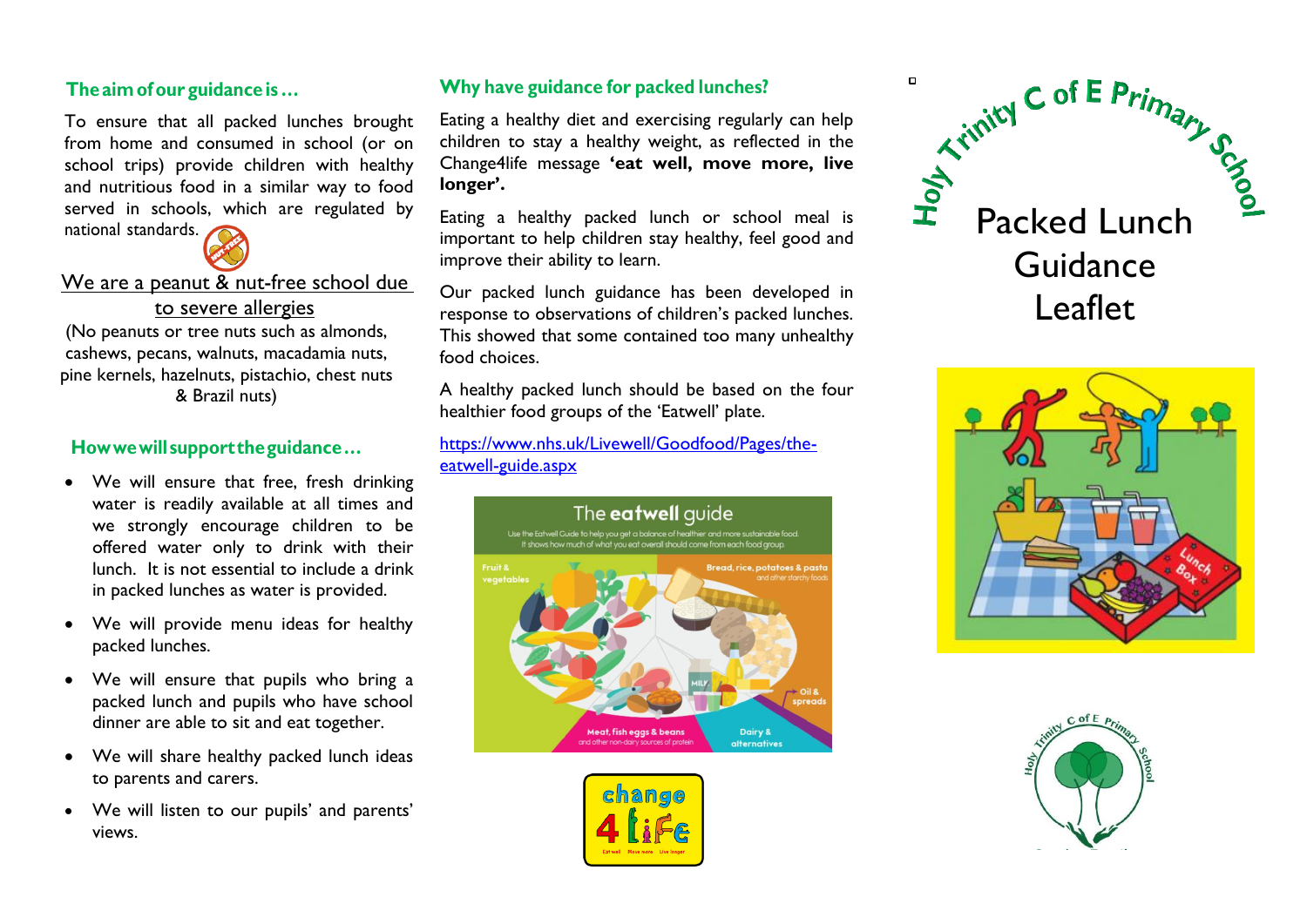## The aim of our guidance is …

To ensure that all packed lunches brought from home and consumed in school (or on school trips) provide children with healthy and nutritious food in a similar way to food served in schools, which are regulated by national standards.

We are a peanut & nut-free school due to severe allergies

(No peanuts or tree nuts such as almonds, cashews, pecans, walnuts, macadamia nuts, pine kernels, hazelnuts, pistachio, chest nuts & Brazil nuts)

## How we will support the guidance …

- We will ensure that free, fresh drinking water is readily available at all times and we strongly encourage children to be offered water only to drink with their lunch. It is not essential to include a drink in packed lunches as water is provided.
- We will provide menu ideas for healthy packed lunches.
- We will ensure that pupils who bring a packed lunch and pupils who have school dinner are able to sit and eat together.
- We will share healthy packed lunch ideas to parents and carers.
- We will listen to our pupils' and parents' views.

## Why have guidance for packed lunches?

Eating a healthy diet and exercising regularly can help children to stay a healthy weight, as reflected in the Change4life message **'eat well, move more, live longer'.**

Eating a healthy packed lunch or school meal is important to help children stay healthy, feel good and improve their ability to learn.

Our packed lunch guidance has been developed in response to observations of children's packed lunches. This showed that some contained too many unhealthy food choices.

A healthy packed lunch should be based on the four healthier food groups of the 'Eatwell' plate.

https://www.nhs.uk/Livewell/Goodfood/Pages/the-eatwell-guide.aspx

The eatwell guide

Use the Eatwell Guide to help you get a balance of healthier and more sustainable food. It shows how much of what you eat overall should come from each food group.

Fruit & vegetables

Bread, rice, potatoes & pasta and other starchy foods

Oil & spreads

Meat, fish eggs & beans and other non-dairy sources of protein

Dairy & alternatives

change 4 Life

Eat well Move more Live longer

# Holy Trinity C of E Primary School

# Packed Lunch Guidance Leaflet

Holy Trinity C of E Primary School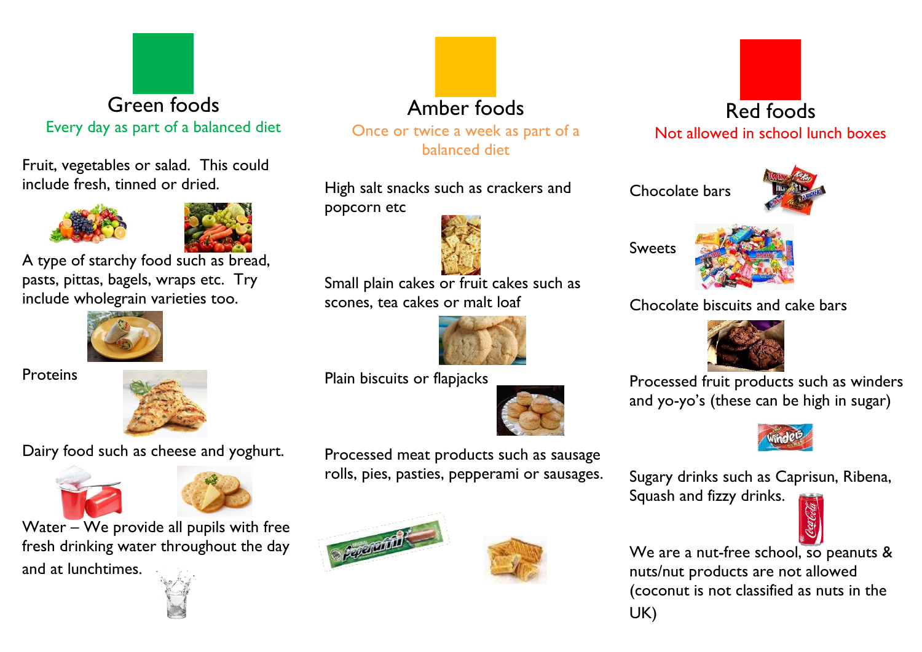## Green foods

Every day as part of a balanced diet

Fruit, vegetables or salad. This could include fresh, tinned or dried.

A type of starchy food such as bread, pasts, pittas, bagels, wraps etc. Try include wholegrain varieties too.

Proteins

Dairy food such as cheese and yoghurt.

Water – We provide all pupils with free fresh drinking water throughout the day and at lunchtimes.

## Amber foods

Once or twice a week as part of a balanced diet

High salt snacks such as crackers and popcorn etc

Small plain cakes or fruit cakes such as scones, tea cakes or malt loaf

Plain biscuits or flapjacks

Processed meat products such as sausage rolls, pies, pasties, pepperami or sausages.

## Red foods

Not allowed in school lunch boxes

Chocolate bars

Sweets

Chocolate biscuits and cake bars

Processed fruit products such as winders and yo-yo's (these can be high in sugar)

Sugary drinks such as Caprisun, Ribena, Squash and fizzy drinks.

We are a nut-free school, so peanuts & nuts/nut products are not allowed (coconut is not classified as nuts in the UK)